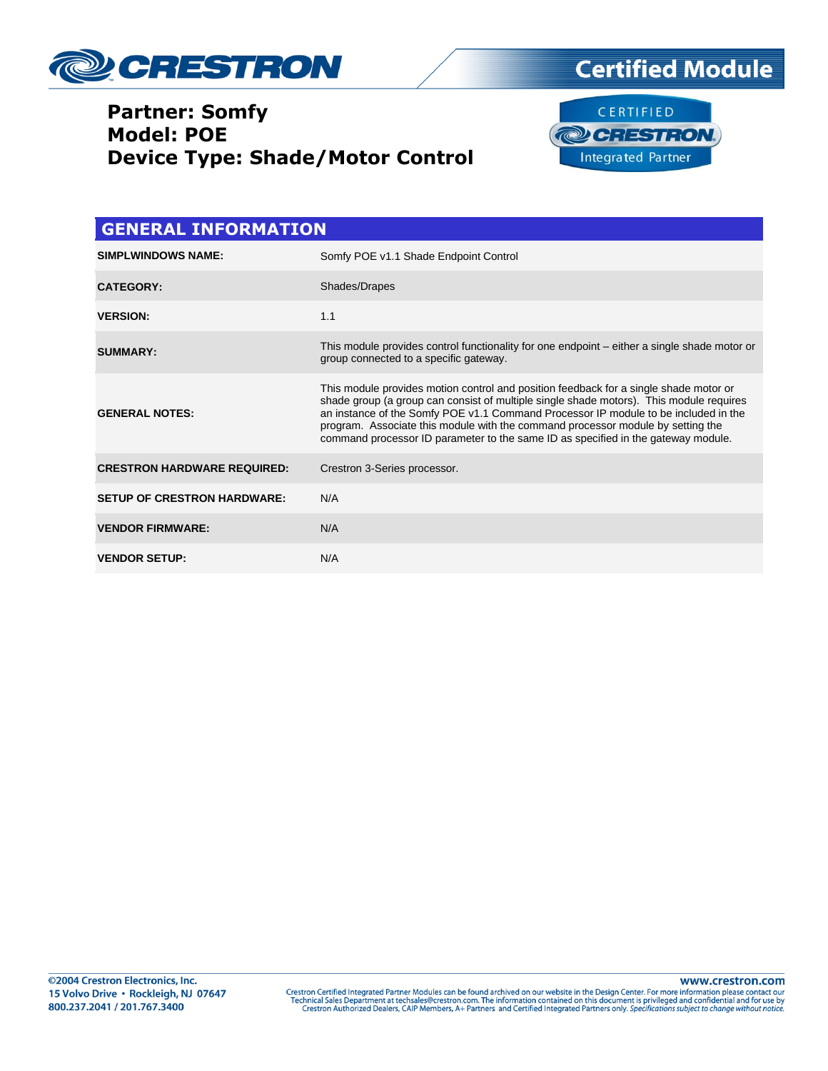# Certified Module

**Partner: Somfy**
**Model: POE**
**Device Type: Shade/Motor Control**

## GENERAL INFORMATION

| | |
|---|---|
| **SIMPLWINDOWS NAME:** | Somfy POE v1.1 Shade Endpoint Control |
| **CATEGORY:** | Shades/Drapes |
| **VERSION:** | 1.1 |
| **SUMMARY:** | This module provides control functionality for one endpoint – either a single shade motor or group connected to a specific gateway. |
| **GENERAL NOTES:** | This module provides motion control and position feedback for a single shade motor or shade group (a group can consist of multiple single shade motors). This module requires an instance of the Somfy POE v1.1 Command Processor IP module to be included in the program. Associate this module with the command processor module by setting the command processor ID parameter to the same ID as specified in the gateway module. |
| **CRESTRON HARDWARE REQUIRED:** | Crestron 3-Series processor. |
| **SETUP OF CRESTRON HARDWARE:** | N/A |
| **VENDOR FIRMWARE:** | N/A |
| **VENDOR SETUP:** | N/A |

©2004 Crestron Electronics, Inc.
15 Volvo Drive • Rockleigh, NJ 07647
800.237.2041 / 201.767.3400

www.crestron.com
Crestron Certified Integrated Partner Modules can be found archived on our website in the Design Center. For more information please contact our Technical Sales Department at techsales@crestron.com. The information contained on this document is privileged and confidential and for use by Crestron Authorized Dealers, CAIP Members, A+ Partners and Certified Integrated Partners only. *Specifications subject to change without notice.*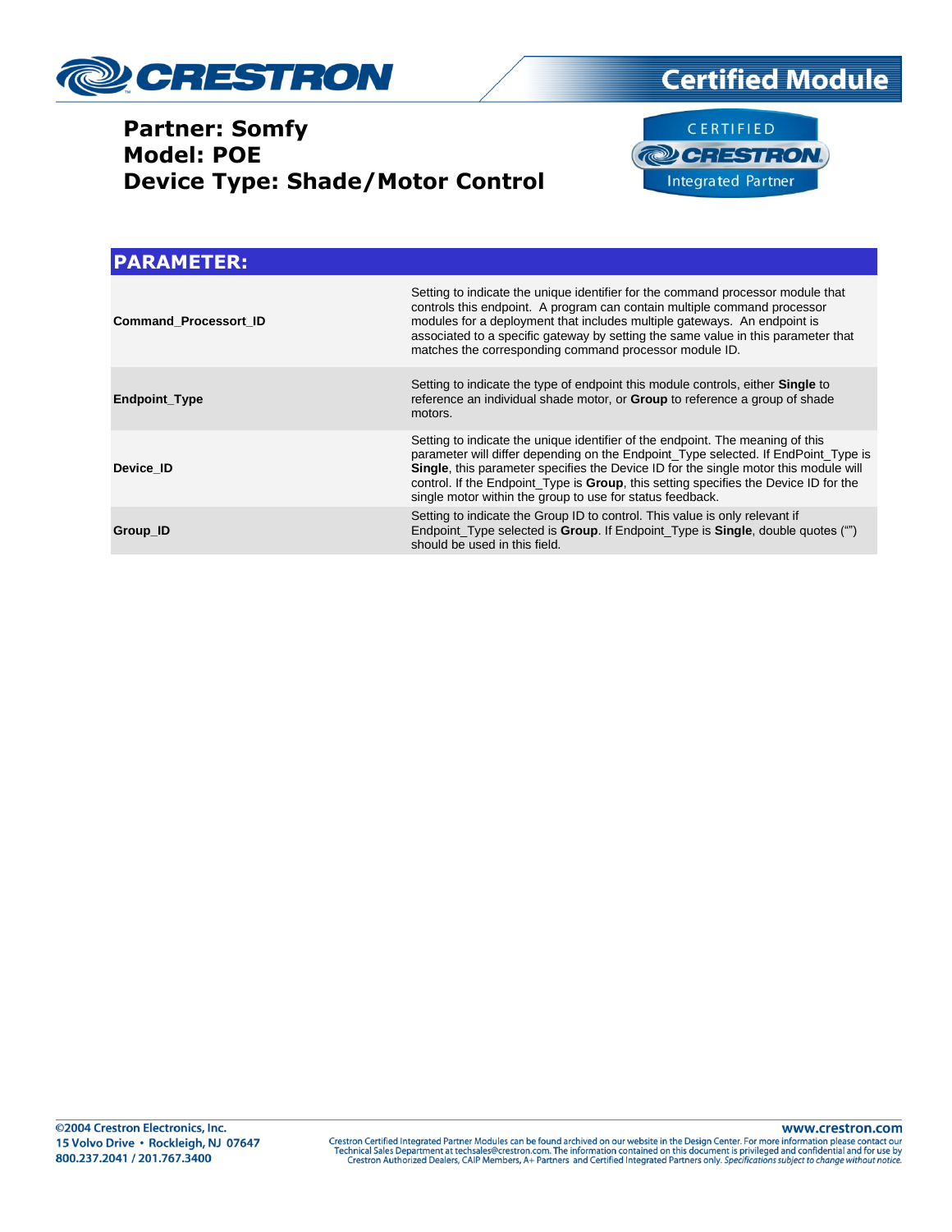**Partner: Somfy**
**Model: POE**
**Device Type: Shade/Motor Control**

## PARAMETER:

| | |
|---|---|
| **Command_Processor_ID** | Setting to indicate the unique identifier for the command processor module that controls this endpoint. A program can contain multiple command processor modules for a deployment that includes multiple gateways. An endpoint is associated to a specific gateway by setting the same value in this parameter that matches the corresponding command processor module ID. |
| **Endpoint_Type** | Setting to indicate the type of endpoint this module controls, either **Single** to reference an individual shade motor, or **Group** to reference a group of shade motors. |
| **Device_ID** | Setting to indicate the unique identifier of the endpoint. The meaning of this parameter will differ depending on the Endpoint_Type selected. If EndPoint_Type is **Single**, this parameter specifies the Device ID for the single motor this module will control. If the Endpoint_Type is **Group**, this setting specifies the Device ID for the single motor within the group to use for status feedback. |
| **Group_ID** | Setting to indicate the Group ID to control. This value is only relevant if Endpoint_Type selected is **Group**. If Endpoint_Type is **Single**, double quotes ("") should be used in this field. |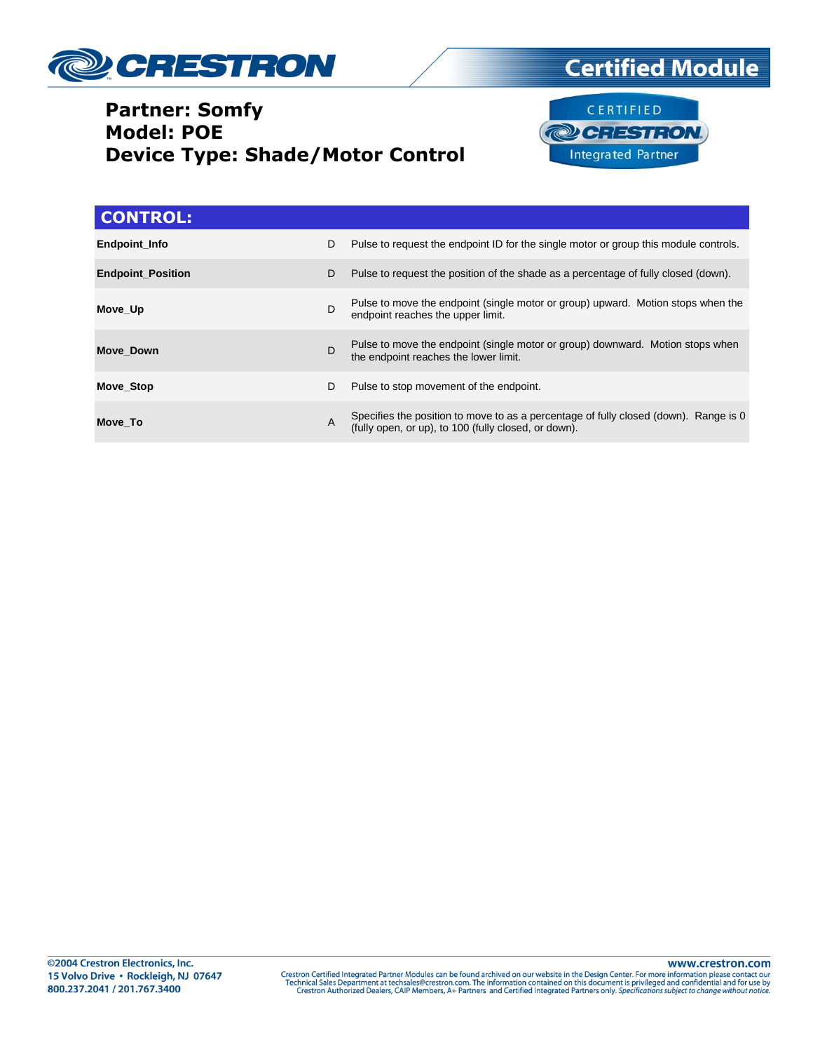Partner: Somfy
Model: POE
Device Type: Shade/Motor Control

## CONTROL:

| | | |
|---|---|---|
| **Endpoint_Info** | D | Pulse to request the endpoint ID for the single motor or group this module controls. |
| **Endpoint_Position** | D | Pulse to request the position of the shade as a percentage of fully closed (down). |
| **Move_Up** | D | Pulse to move the endpoint (single motor or group) upward. Motion stops when the endpoint reaches the upper limit. |
| **Move_Down** | D | Pulse to move the endpoint (single motor or group) downward. Motion stops when the endpoint reaches the lower limit. |
| **Move_Stop** | D | Pulse to stop movement of the endpoint. |
| **Move_To** | A | Specifies the position to move to as a percentage of fully closed (down). Range is 0 (fully open, or up), to 100 (fully closed, or down). |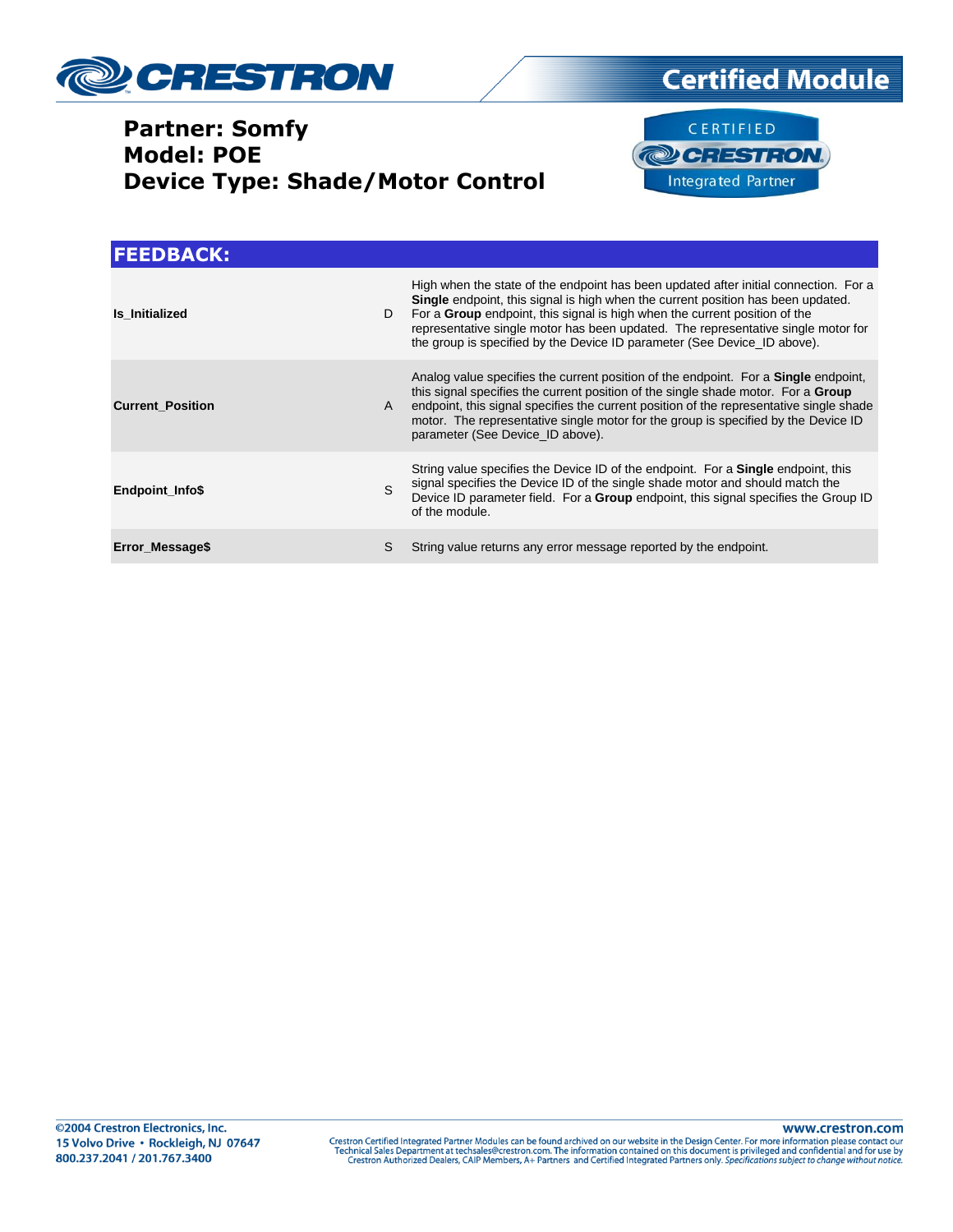**Partner: Somfy**
**Model: POE**
**Device Type: Shade/Motor Control**

## FEEDBACK:

| | | |
|---|---|---|
| **Is_Initialized** | D | High when the state of the endpoint has been updated after initial connection. For a **Single** endpoint, this signal is high when the current position has been updated. For a **Group** endpoint, this signal is high when the current position of the representative single motor has been updated. The representative single motor for the group is specified by the Device ID parameter (See Device_ID above). |
| **Current_Position** | A | Analog value specifies the current position of the endpoint. For a **Single** endpoint, this signal specifies the current position of the single shade motor. For a **Group** endpoint, this signal specifies the current position of the representative single shade motor. The representative single motor for the group is specified by the Device ID parameter (See Device_ID above). |
| **Endpoint_Info$** | S | String value specifies the Device ID of the endpoint. For a **Single** endpoint, this signal specifies the Device ID of the single shade motor and should match the Device ID parameter field. For a **Group** endpoint, this signal specifies the Group ID of the module. |
| **Error_Message$** | S | String value returns any error message reported by the endpoint. |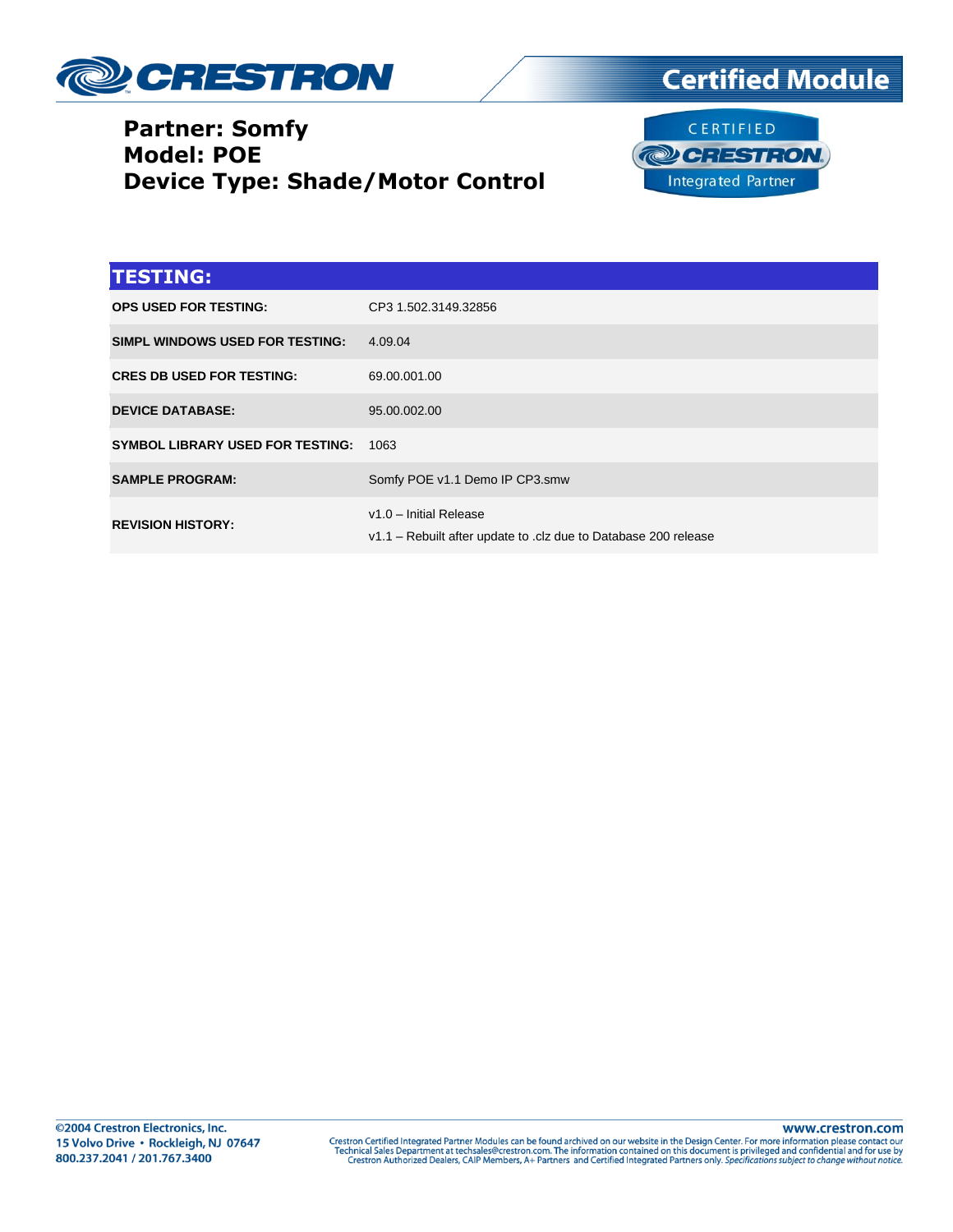**Partner: Somfy**
**Model: POE**
**Device Type: Shade/Motor Control**

## TESTING:

| | |
|---|---|
| **OPS USED FOR TESTING:** | CP3 1.502.3149.32856 |
| **SIMPL WINDOWS USED FOR TESTING:** | 4.09.04 |
| **CRES DB USED FOR TESTING:** | 69.00.001.00 |
| **DEVICE DATABASE:** | 95.00.002.00 |
| **SYMBOL LIBRARY USED FOR TESTING:** | 1063 |
| **SAMPLE PROGRAM:** | Somfy POE v1.1 Demo IP CP3.smw |
| **REVISION HISTORY:** | v1.0 – Initial Release<br>v1.1 – Rebuilt after update to .clz due to Database 200 release |